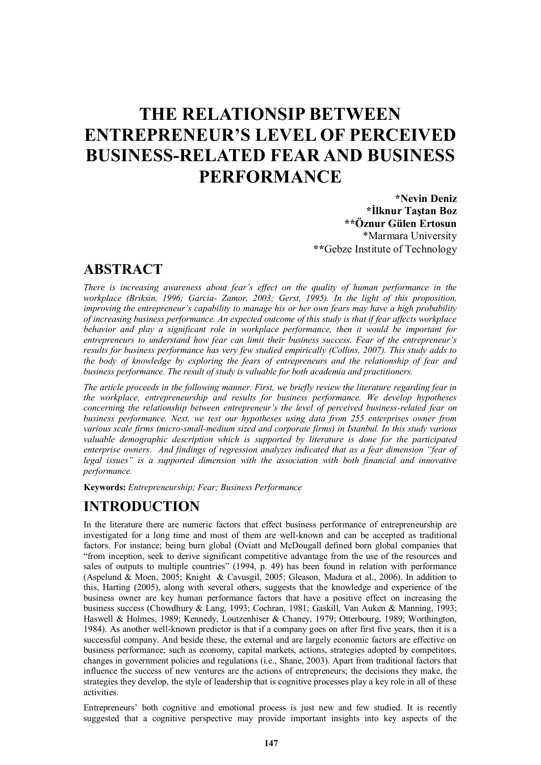# THE RELATIONSIP BETWEEN ENTREPRENEUR'S LEVEL OF PERCEIVED BUSINESS-RELATED FEAR AND BUSINESS PERFORMANCE

**\*Nevin Deniz**
**\*İlknur Taştan Boz**
**\*\*Öznur Gülen Ertosun**
\*Marmara University
\*\*Gebze Institute of Technology

## ABSTRACT

*There is increasing awareness about fear's effect on the quality of human performance in the workplace (Briksin, 1996; Garcia- Zamor, 2003; Gerst, 1995). In the light of this proposition, improving the entrepreneur's capability to manage his or her own fears may have a high probability of increasing business performance. An expected outcome of this study is that if fear affects workplace behavior and play a significant role in workplace performance, then it would be important for entrepreneurs to understand how fear can limit their business success. Fear of the entrepreneur's results for business performance has very few studied empirically (Collins, 2007). This study adds to the body of knowledge by exploring the fears of entrepreneurs and the relationship of fear and business performance. The result of study is valuable for both academia and practitioners.*

*The article proceeds in the following manner. First, we briefly review the literature regarding fear in the workplace, entrepreneurship and results for business performance. We develop hypotheses concerning the relationship between entrepreneur's the level of perceived business-related fear on business performance. Next, we test our hypotheses using data from 255 enterprises owner from various scale firms (micro-small-medium sized and corporate firms) in Istanbul. In this study various valuable demographic description which is supported by literature is done for the participated enterprise owners. And findings of regression analyzes indicated that as a fear dimension "fear of legal issues" is a supported dimension with the association with both financial and innovative performance.*

**Keywords:** *Entrepreneurship; Fear; Business Performance*

## INTRODUCTION

In the literature there are numeric factors that effect business performance of entrepreneurship are investigated for a long time and most of them are well-known and can be accepted as traditional factors. For instance; being burn global (Oviatt and McDougall defined born global companies that "from inception, seek to derive significant competitive advantage from the use of the resources and sales of outputs to multiple countries" (1994, p. 49) has been found in relation with performance (Aspelund & Moen, 2005; Knight & Cavusgil, 2005; Gleason, Madura et al., 2006). In addition to this, Harting (2005), along with several others, suggests that the knowledge and experience of the business owner are key human performance factors that have a positive effect on increasing the business success (Chowdhury & Lang, 1993; Cochran, 1981; Gaskill, Van Auken & Manning, 1993; Haswell & Holmes, 1989; Kennedy, Loutzenhiser & Chaney, 1979; Otterbourg, 1989; Worthington, 1984). As another well-known predictor is that if a company goes on after first five years, then it is a successful company. And beside these, the external and are largely economic factors are effective on business performance; such as economy, capital markets, actions, strategies adopted by competitors, changes in government policies and regulations (i.e., Shane, 2003). Apart from traditional factors that influence the success of new ventures are the actions of entrepreneurs; the decisions they make, the strategies they develop, the style of leadership that is cognitive processes play a key role in all of these activities.

Entrepreneurs' both cognitive and emotional process is just new and few studied. It is recently suggested that a cognitive perspective may provide important insights into key aspects of the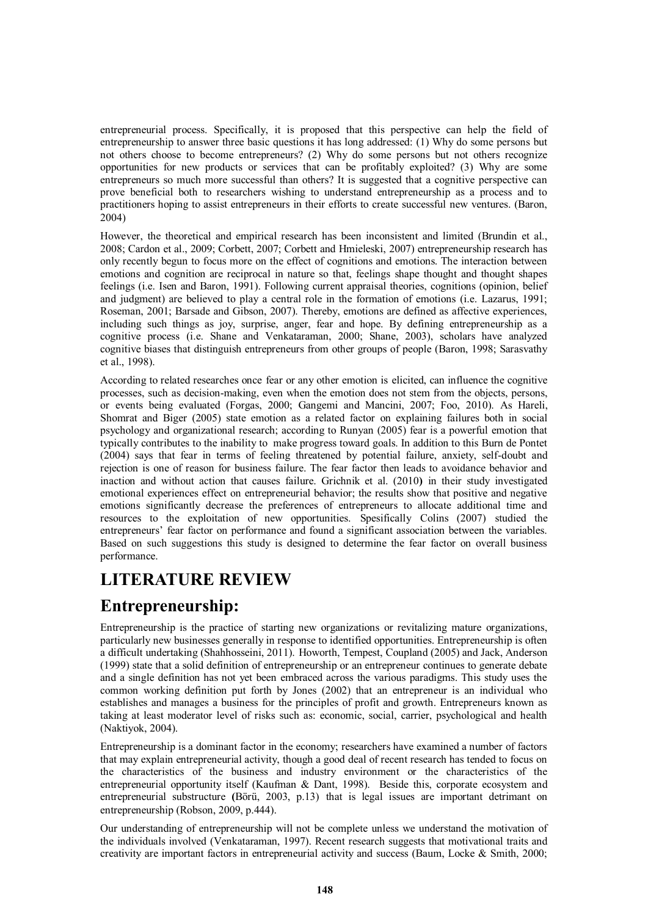entrepreneurial process. Specifically, it is proposed that this perspective can help the field of entrepreneurship to answer three basic questions it has long addressed: (1) Why do some persons but not others choose to become entrepreneurs? (2) Why do some persons but not others recognize opportunities for new products or services that can be profitably exploited? (3) Why are some entrepreneurs so much more successful than others? It is suggested that a cognitive perspective can prove beneficial both to researchers wishing to understand entrepreneurship as a process and to practitioners hoping to assist entrepreneurs in their efforts to create successful new ventures. (Baron, 2004)

However, the theoretical and empirical research has been inconsistent and limited (Brundin et al., 2008; Cardon et al., 2009; Corbett, 2007; Corbett and Hmieleski, 2007) entrepreneurship research has only recently begun to focus more on the effect of cognitions and emotions. The interaction between emotions and cognition are reciprocal in nature so that, feelings shape thought and thought shapes feelings (i.e. Isen and Baron, 1991). Following current appraisal theories, cognitions (opinion, belief and judgment) are believed to play a central role in the formation of emotions (i.e. Lazarus, 1991; Roseman, 2001; Barsade and Gibson, 2007). Thereby, emotions are defined as affective experiences, including such things as joy, surprise, anger, fear and hope. By defining entrepreneurship as a cognitive process (i.e. Shane and Venkataraman, 2000; Shane, 2003), scholars have analyzed cognitive biases that distinguish entrepreneurs from other groups of people (Baron, 1998; Sarasvathy et al., 1998).

According to related researches once fear or any other emotion is elicited, can influence the cognitive processes, such as decision-making, even when the emotion does not stem from the objects, persons, or events being evaluated (Forgas, 2000; Gangemi and Mancini, 2007; Foo, 2010). As Hareli, Shomrat and Biger (2005) state emotion as a related factor on explaining failures both in social psychology and organizational research; according to Runyan (2005) fear is a powerful emotion that typically contributes to the inability to make progress toward goals. In addition to this Burn de Pontet (2004) says that fear in terms of feeling threatened by potential failure, anxiety, self-doubt and rejection is one of reason for business failure. The fear factor then leads to avoidance behavior and inaction and without action that causes failure. Grichnik et al. (2010) in their study investigated emotional experiences effect on entrepreneurial behavior; the results show that positive and negative emotions significantly decrease the preferences of entrepreneurs to allocate additional time and resources to the exploitation of new opportunities. Spesifically Colins (2007) studied the entrepreneurs' fear factor on performance and found a significant association between the variables. Based on such suggestions this study is designed to determine the fear factor on overall business performance.

# LITERATURE REVIEW

## Entrepreneurship:

Entrepreneurship is the practice of starting new organizations or revitalizing mature organizations, particularly new businesses generally in response to identified opportunities. Entrepreneurship is often a difficult undertaking (Shahhosseini, 2011). Howorth, Tempest, Coupland (2005) and Jack, Anderson (1999) state that a solid definition of entrepreneurship or an entrepreneur continues to generate debate and a single definition has not yet been embraced across the various paradigms. This study uses the common working definition put forth by Jones (2002) that an entrepreneur is an individual who establishes and manages a business for the principles of profit and growth. Entrepreneurs known as taking at least moderator level of risks such as: economic, social, carrier, psychological and health (Naktiyok, 2004).

Entrepreneurship is a dominant factor in the economy; researchers have examined a number of factors that may explain entrepreneurial activity, though a good deal of recent research has tended to focus on the characteristics of the business and industry environment or the characteristics of the entrepreneurial opportunity itself (Kaufman & Dant, 1998). Beside this, corporate ecosystem and entrepreneurial substructure (Börü, 2003, p.13) that is legal issues are important detrimant on entrepreneurship (Robson, 2009, p.444).

Our understanding of entrepreneurship will not be complete unless we understand the motivation of the individuals involved (Venkataraman, 1997). Recent research suggests that motivational traits and creativity are important factors in entrepreneurial activity and success (Baum, Locke & Smith, 2000;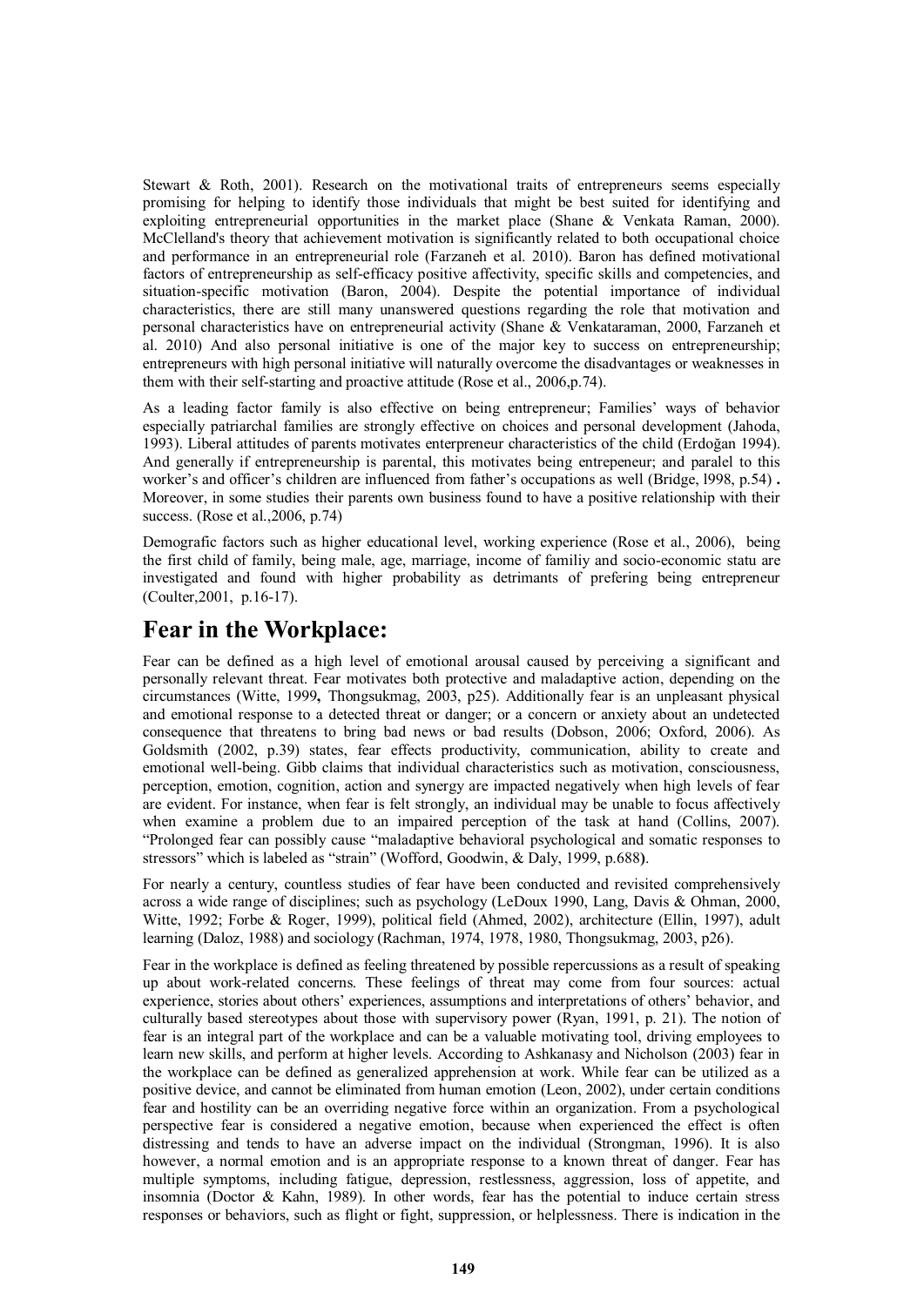Stewart & Roth, 2001). Research on the motivational traits of entrepreneurs seems especially promising for helping to identify those individuals that might be best suited for identifying and exploiting entrepreneurial opportunities in the market place (Shane & Venkata Raman, 2000). McClelland's theory that achievement motivation is significantly related to both occupational choice and performance in an entrepreneurial role (Farzaneh et al. 2010). Baron has defined motivational factors of entrepreneurship as self-efficacy positive affectivity, specific skills and competencies, and situation-specific motivation (Baron, 2004). Despite the potential importance of individual characteristics, there are still many unanswered questions regarding the role that motivation and personal characteristics have on entrepreneurial activity (Shane & Venkataraman, 2000, Farzaneh et al. 2010) And also personal initiative is one of the major key to success on entrepreneurship; entrepreneurs with high personal initiative will naturally overcome the disadvantages or weaknesses in them with their self-starting and proactive attitude (Rose et al., 2006,p.74).

As a leading factor family is also effective on being entrepreneur; Families' ways of behavior especially patriarchal families are strongly effective on choices and personal development (Jahoda, 1993). Liberal attitudes of parents motivates enterpreneur characteristics of the child (Erdoğan 1994). And generally if entrepreneurship is parental, this motivates being entrepeneur; and paralel to this worker's and officer's children are influenced from father's occupations as well (Bridge, l998, p.54) **.** Moreover, in some studies their parents own business found to have a positive relationship with their success. (Rose et al.,2006, p.74)

Demografic factors such as higher educational level, working experience (Rose et al., 2006), being the first child of family, being male, age, marriage, income of familiy and socio-economic statu are investigated and found with higher probability as detrimants of prefering being entrepreneur (Coulter,2001, p.16-17).

# Fear in the Workplace:

Fear can be defined as a high level of emotional arousal caused by perceiving a significant and personally relevant threat. Fear motivates both protective and maladaptive action, depending on the circumstances (Witte, 1999**,** Thongsukmag, 2003, p25). Additionally fear is an unpleasant physical and emotional response to a detected threat or danger; or a concern or anxiety about an undetected consequence that threatens to bring bad news or bad results (Dobson, 2006; Oxford, 2006). As Goldsmith (2002, p.39) states, fear effects productivity, communication, ability to create and emotional well-being. Gibb claims that individual characteristics such as motivation, consciousness, perception, emotion, cognition, action and synergy are impacted negatively when high levels of fear are evident. For instance, when fear is felt strongly, an individual may be unable to focus affectively when examine a problem due to an impaired perception of the task at hand (Collins, 2007). "Prolonged fear can possibly cause "maladaptive behavioral psychological and somatic responses to stressors" which is labeled as "strain" (Wofford, Goodwin, & Daly, 1999, p.688**)**.

For nearly a century, countless studies of fear have been conducted and revisited comprehensively across a wide range of disciplines; such as psychology (LeDoux 1990, Lang, Davis & Ohman, 2000, Witte, 1992; Forbe & Roger, 1999), political field (Ahmed, 2002), architecture (Ellin, 1997), adult learning (Daloz, 1988) and sociology (Rachman, 1974, 1978, 1980, Thongsukmag, 2003, p26).

Fear in the workplace is defined as feeling threatened by possible repercussions as a result of speaking up about work-related concerns. These feelings of threat may come from four sources: actual experience, stories about others' experiences, assumptions and interpretations of others' behavior, and culturally based stereotypes about those with supervisory power (Ryan, 1991, p. 21). The notion of fear is an integral part of the workplace and can be a valuable motivating tool, driving employees to learn new skills, and perform at higher levels. According to Ashkanasy and Nicholson (2003) fear in the workplace can be defined as generalized apprehension at work. While fear can be utilized as a positive device, and cannot be eliminated from human emotion (Leon, 2002), under certain conditions fear and hostility can be an overriding negative force within an organization. From a psychological perspective fear is considered a negative emotion, because when experienced the effect is often distressing and tends to have an adverse impact on the individual (Strongman, 1996). It is also however, a normal emotion and is an appropriate response to a known threat of danger. Fear has multiple symptoms, including fatigue, depression, restlessness, aggression, loss of appetite, and insomnia (Doctor & Kahn, 1989). In other words, fear has the potential to induce certain stress responses or behaviors, such as flight or fight, suppression, or helplessness. There is indication in the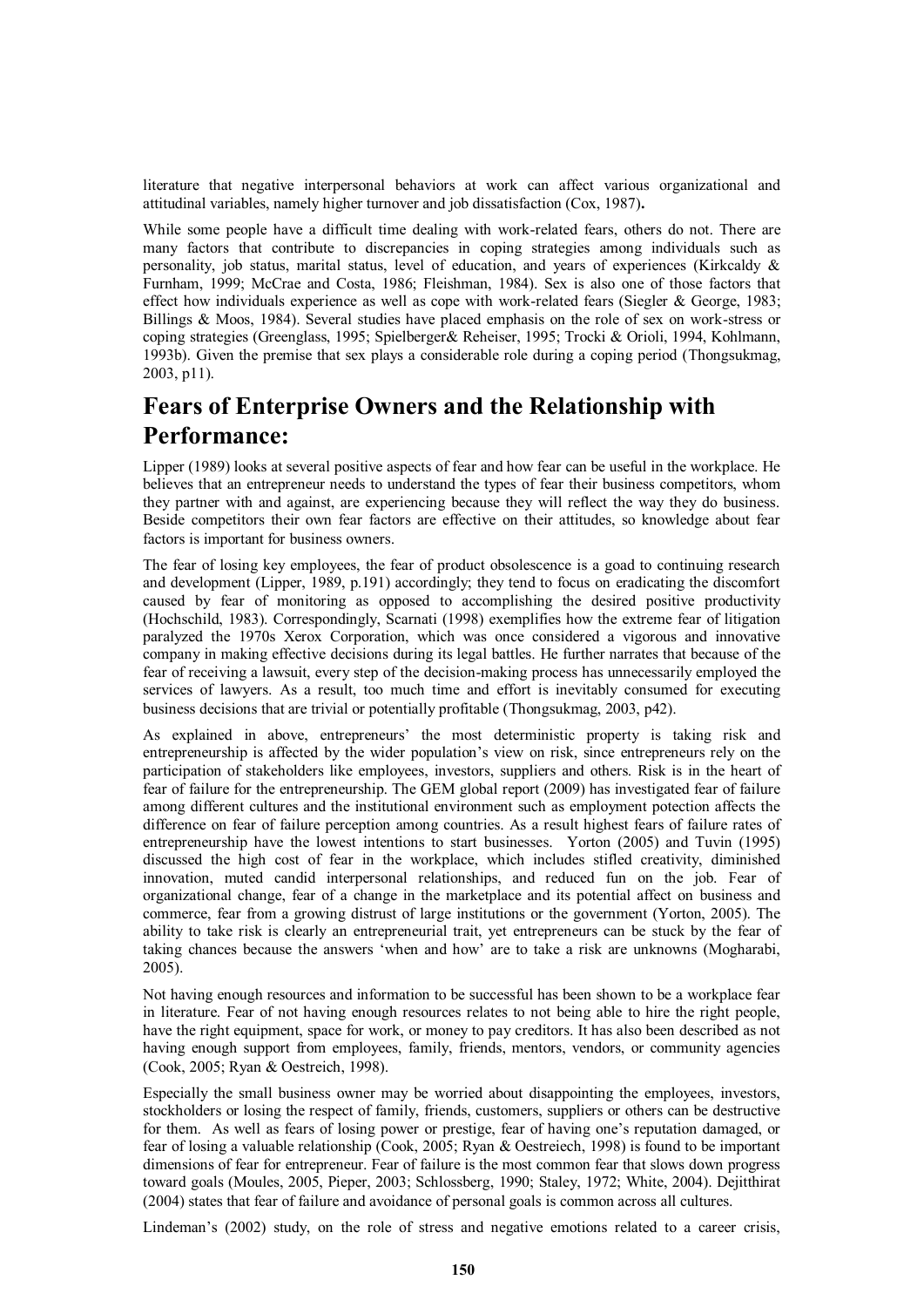literature that negative interpersonal behaviors at work can affect various organizational and attitudinal variables, namely higher turnover and job dissatisfaction (Cox, 1987)**.**

While some people have a difficult time dealing with work-related fears, others do not. There are many factors that contribute to discrepancies in coping strategies among individuals such as personality, job status, marital status, level of education, and years of experiences (Kirkcaldy & Furnham, 1999; McCrae and Costa, 1986; Fleishman, 1984). Sex is also one of those factors that effect how individuals experience as well as cope with work-related fears (Siegler & George, 1983; Billings & Moos, 1984). Several studies have placed emphasis on the role of sex on work-stress or coping strategies (Greenglass, 1995; Spielberger& Reheiser, 1995; Trocki & Orioli, 1994, Kohlmann, 1993b). Given the premise that sex plays a considerable role during a coping period (Thongsukmag, 2003, p11).

## Fears of Enterprise Owners and the Relationship with Performance:

Lipper (1989) looks at several positive aspects of fear and how fear can be useful in the workplace. He believes that an entrepreneur needs to understand the types of fear their business competitors, whom they partner with and against, are experiencing because they will reflect the way they do business. Beside competitors their own fear factors are effective on their attitudes, so knowledge about fear factors is important for business owners.

The fear of losing key employees, the fear of product obsolescence is a goad to continuing research and development (Lipper, 1989, p.191) accordingly; they tend to focus on eradicating the discomfort caused by fear of monitoring as opposed to accomplishing the desired positive productivity (Hochschild, 1983). Correspondingly, Scarnati (1998) exemplifies how the extreme fear of litigation paralyzed the 1970s Xerox Corporation, which was once considered a vigorous and innovative company in making effective decisions during its legal battles. He further narrates that because of the fear of receiving a lawsuit, every step of the decision-making process has unnecessarily employed the services of lawyers. As a result, too much time and effort is inevitably consumed for executing business decisions that are trivial or potentially profitable (Thongsukmag, 2003, p42).

As explained in above, entrepreneurs' the most deterministic property is taking risk and entrepreneurship is affected by the wider population's view on risk, since entrepreneurs rely on the participation of stakeholders like employees, investors, suppliers and others. Risk is in the heart of fear of failure for the entrepreneurship. The GEM global report (2009) has investigated fear of failure among different cultures and the institutional environment such as employment potection affects the difference on fear of failure perception among countries. As a result highest fears of failure rates of entrepreneurship have the lowest intentions to start businesses. Yorton (2005) and Tuvin (1995) discussed the high cost of fear in the workplace, which includes stifled creativity, diminished innovation, muted candid interpersonal relationships, and reduced fun on the job. Fear of organizational change, fear of a change in the marketplace and its potential affect on business and commerce, fear from a growing distrust of large institutions or the government (Yorton, 2005). The ability to take risk is clearly an entrepreneurial trait, yet entrepreneurs can be stuck by the fear of taking chances because the answers 'when and how' are to take a risk are unknowns (Mogharabi, 2005).

Not having enough resources and information to be successful has been shown to be a workplace fear in literature. Fear of not having enough resources relates to not being able to hire the right people, have the right equipment, space for work, or money to pay creditors. It has also been described as not having enough support from employees, family, friends, mentors, vendors, or community agencies (Cook, 2005; Ryan & Oestreich, 1998).

Especially the small business owner may be worried about disappointing the employees, investors, stockholders or losing the respect of family, friends, customers, suppliers or others can be destructive for them. As well as fears of losing power or prestige, fear of having one's reputation damaged, or fear of losing a valuable relationship (Cook, 2005; Ryan & Oestreiech, 1998) is found to be important dimensions of fear for entrepreneur. Fear of failure is the most common fear that slows down progress toward goals (Moules, 2005, Pieper, 2003; Schlossberg, 1990; Staley, 1972; White, 2004). Dejitthirat (2004) states that fear of failure and avoidance of personal goals is common across all cultures.

Lindeman's (2002) study, on the role of stress and negative emotions related to a career crisis,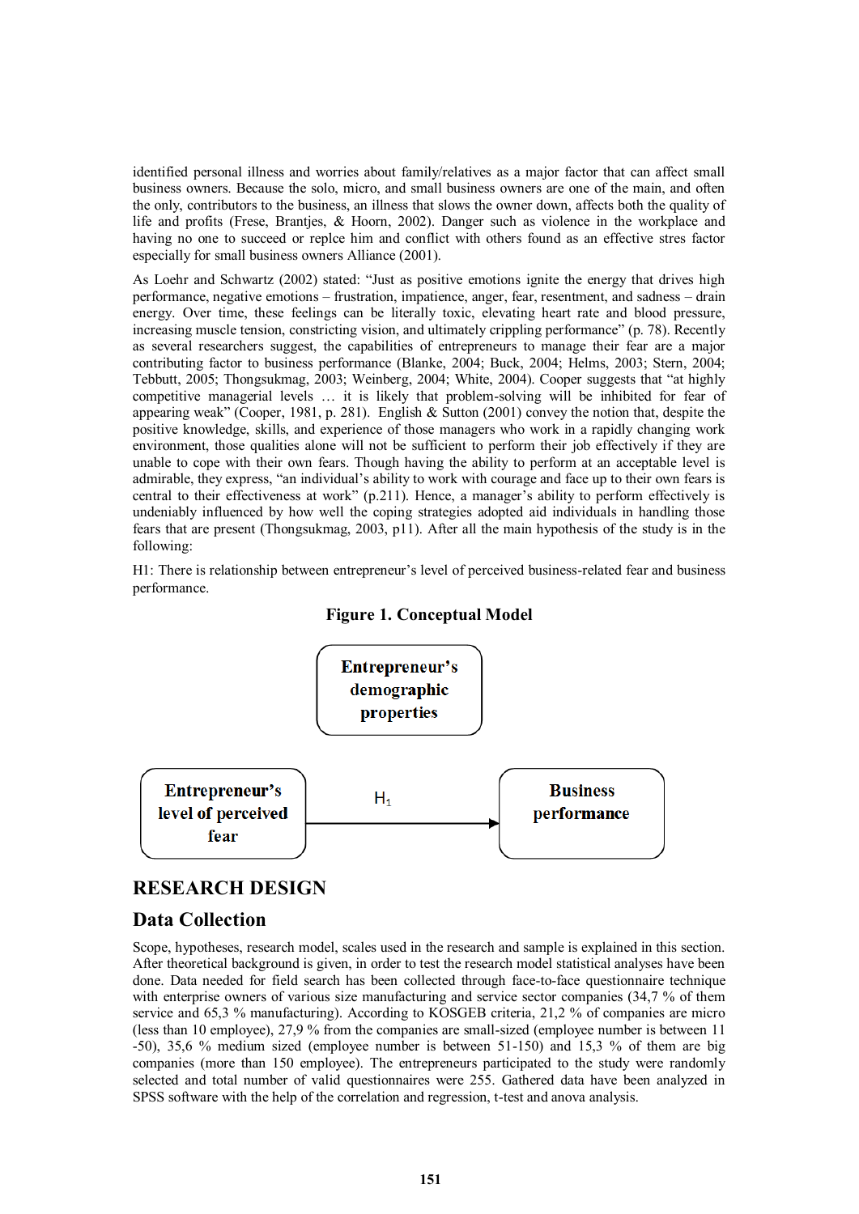identified personal illness and worries about family/relatives as a major factor that can affect small business owners. Because the solo, micro, and small business owners are one of the main, and often the only, contributors to the business, an illness that slows the owner down, affects both the quality of life and profits (Frese, Brantjes, & Hoorn, 2002). Danger such as violence in the workplace and having no one to succeed or replce him and conflict with others found as an effective stres factor especially for small business owners Alliance (2001).

As Loehr and Schwartz (2002) stated: "Just as positive emotions ignite the energy that drives high performance, negative emotions – frustration, impatience, anger, fear, resentment, and sadness – drain energy. Over time, these feelings can be literally toxic, elevating heart rate and blood pressure, increasing muscle tension, constricting vision, and ultimately crippling performance" (p. 78). Recently as several researchers suggest, the capabilities of entrepreneurs to manage their fear are a major contributing factor to business performance (Blanke, 2004; Buck, 2004; Helms, 2003; Stern, 2004; Tebbutt, 2005; Thongsukmag, 2003; Weinberg, 2004; White, 2004). Cooper suggests that "at highly competitive managerial levels … it is likely that problem-solving will be inhibited for fear of appearing weak" (Cooper, 1981, p. 281). English & Sutton (2001) convey the notion that, despite the positive knowledge, skills, and experience of those managers who work in a rapidly changing work environment, those qualities alone will not be sufficient to perform their job effectively if they are unable to cope with their own fears. Though having the ability to perform at an acceptable level is admirable, they express, "an individual's ability to work with courage and face up to their own fears is central to their effectiveness at work" (p.211). Hence, a manager's ability to perform effectively is undeniably influenced by how well the coping strategies adopted aid individuals in handling those fears that are present (Thongsukmag, 2003, p11). After all the main hypothesis of the study is in the following:

H1: There is relationship between entrepreneur's level of perceived business-related fear and business performance.

**Figure 1. Conceptual Model**

Entrepreneur's demographic properties

Entrepreneur's level of perceived fear

$H_1$

Business performance

## RESEARCH DESIGN

### Data Collection

Scope, hypotheses, research model, scales used in the research and sample is explained in this section. After theoretical background is given, in order to test the research model statistical analyses have been done. Data needed for field search has been collected through face-to-face questionnaire technique with enterprise owners of various size manufacturing and service sector companies (34,7 % of them service and 65,3 % manufacturing). According to KOSGEB criteria, 21,2 % of companies are micro (less than 10 employee), 27,9 % from the companies are small-sized (employee number is between 11 -50), 35,6 % medium sized (employee number is between 51-150) and 15,3 % of them are big companies (more than 150 employee). The entrepreneurs participated to the study were randomly selected and total number of valid questionnaires were 255. Gathered data have been analyzed in SPSS software with the help of the correlation and regression, t-test and anova analysis.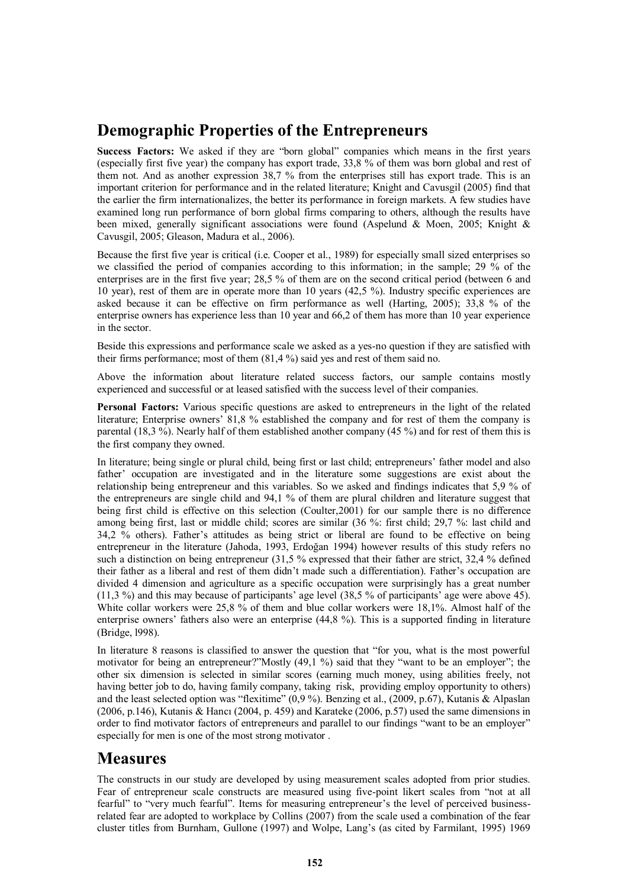## Demographic Properties of the Entrepreneurs

**Success Factors:** We asked if they are "born global" companies which means in the first years (especially first five year) the company has export trade, 33,8 % of them was born global and rest of them not. And as another expression 38,7 % from the enterprises still has export trade. This is an important criterion for performance and in the related literature; Knight and Cavusgil (2005) find that the earlier the firm internationalizes, the better its performance in foreign markets. A few studies have examined long run performance of born global firms comparing to others, although the results have been mixed, generally significant associations were found (Aspelund & Moen, 2005; Knight & Cavusgil, 2005; Gleason, Madura et al., 2006).

Because the first five year is critical (i.e. Cooper et al., 1989) for especially small sized enterprises so we classified the period of companies according to this information; in the sample; 29 % of the enterprises are in the first five year; 28,5 % of them are on the second critical period (between 6 and 10 year), rest of them are in operate more than 10 years (42,5 %). Industry specific experiences are asked because it can be effective on firm performance as well (Harting, 2005); 33,8 % of the enterprise owners has experience less than 10 year and 66,2 of them has more than 10 year experience in the sector.

Beside this expressions and performance scale we asked as a yes-no question if they are satisfied with their firms performance; most of them (81,4 %) said yes and rest of them said no.

Above the information about literature related success factors, our sample contains mostly experienced and successful or at leased satisfied with the success level of their companies.

**Personal Factors:** Various specific questions are asked to entrepreneurs in the light of the related literature; Enterprise owners' 81,8 % established the company and for rest of them the company is parental (18,3 %). Nearly half of them established another company (45 %) and for rest of them this is the first company they owned.

In literature; being single or plural child, being first or last child; entrepreneurs' father model and also father' occupation are investigated and in the literature some suggestions are exist about the relationship being entrepreneur and this variables. So we asked and findings indicates that 5,9 % of the entrepreneurs are single child and 94,1 % of them are plural children and literature suggest that being first child is effective on this selection (Coulter,2001) for our sample there is no difference among being first, last or middle child; scores are similar (36 %: first child; 29,7 %: last child and 34,2 % others). Father's attitudes as being strict or liberal are found to be effective on being entrepreneur in the literature (Jahoda, 1993, Erdoğan 1994) however results of this study refers no such a distinction on being entrepreneur (31,5 % expressed that their father are strict, 32,4 % defined their father as a liberal and rest of them didn't made such a differentiation). Father's occupation are divided 4 dimension and agriculture as a specific occupation were surprisingly has a great number (11,3 %) and this may because of participants' age level (38,5 % of participants' age were above 45). White collar workers were 25,8 % of them and blue collar workers were 18,1%. Almost half of the enterprise owners' fathers also were an enterprise (44,8 %). This is a supported finding in literature (Bridge, l998).

In literature 8 reasons is classified to answer the question that "for you, what is the most powerful motivator for being an entrepreneur?"Mostly (49,1 %) said that they "want to be an employer"; the other six dimension is selected in similar scores (earning much money, using abilities freely, not having better job to do, having family company, taking risk, providing employ opportunity to others) and the least selected option was "flexitime" (0,9 %). Benzing et al., (2009, p.67), Kutanis & Alpaslan (2006, p.146), Kutanis & Hancı (2004, p. 459) and Karateke (2006, p.57) used the same dimensions in order to find motivator factors of entrepreneurs and parallel to our findings "want to be an employer" especially for men is one of the most strong motivator .

## Measures

The constructs in our study are developed by using measurement scales adopted from prior studies. Fear of entrepreneur scale constructs are measured using five-point likert scales from "not at all fearful" to "very much fearful". Items for measuring entrepreneur's the level of perceived business-related fear are adopted to workplace by Collins (2007) from the scale used a combination of the fear cluster titles from Burnham, Gullone (1997) and Wolpe, Lang's (as cited by Farmilant, 1995) 1969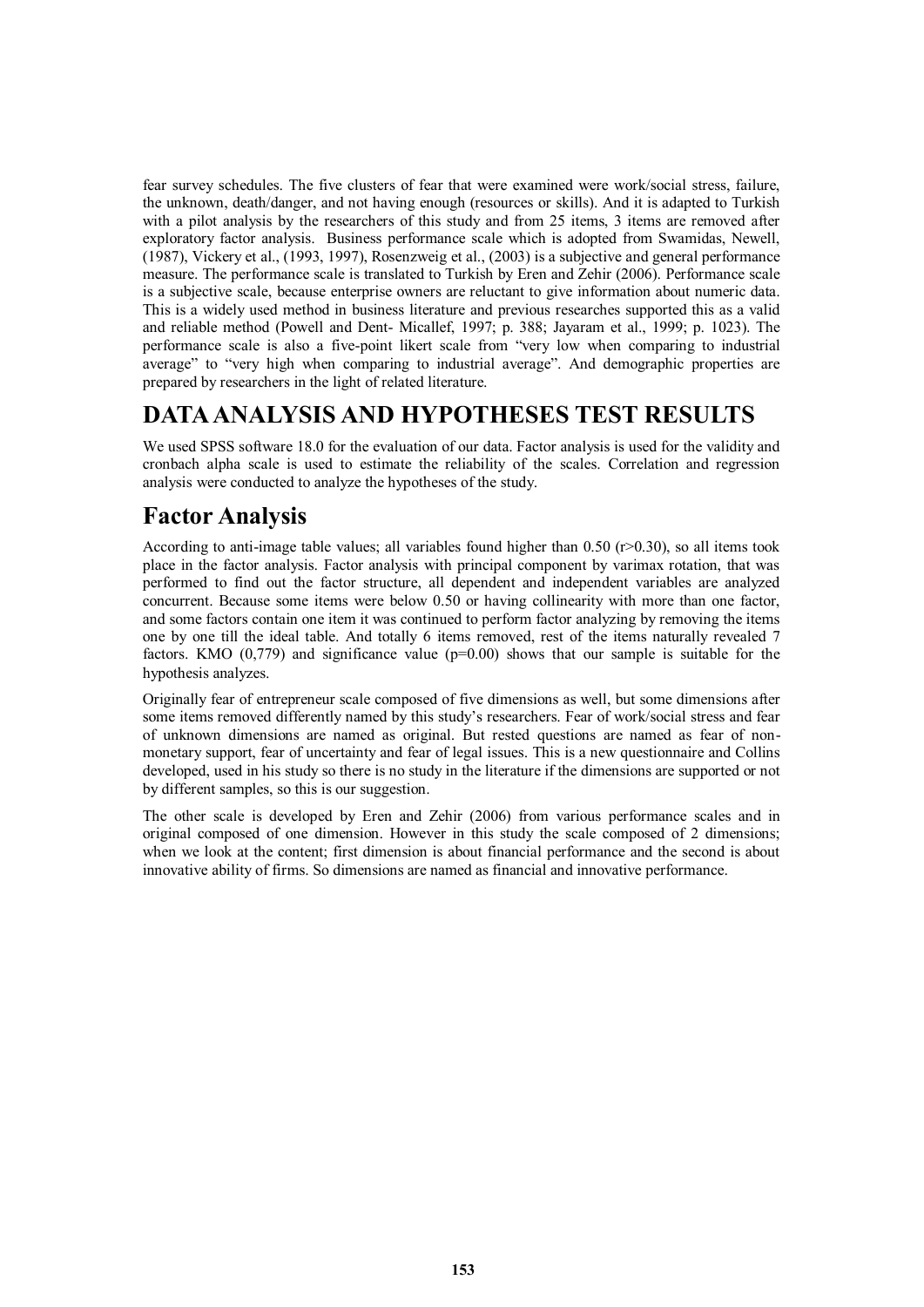fear survey schedules. The five clusters of fear that were examined were work/social stress, failure, the unknown, death/danger, and not having enough (resources or skills). And it is adapted to Turkish with a pilot analysis by the researchers of this study and from 25 items, 3 items are removed after exploratory factor analysis. Business performance scale which is adopted from Swamidas, Newell, (1987), Vickery et al., (1993, 1997), Rosenzweig et al., (2003) is a subjective and general performance measure. The performance scale is translated to Turkish by Eren and Zehir (2006). Performance scale is a subjective scale, because enterprise owners are reluctant to give information about numeric data. This is a widely used method in business literature and previous researches supported this as a valid and reliable method (Powell and Dent- Micallef, 1997; p. 388; Jayaram et al., 1999; p. 1023). The performance scale is also a five-point likert scale from "very low when comparing to industrial average" to "very high when comparing to industrial average". And demographic properties are prepared by researchers in the light of related literature.

# DATA ANALYSIS AND HYPOTHESES TEST RESULTS

We used SPSS software 18.0 for the evaluation of our data. Factor analysis is used for the validity and cronbach alpha scale is used to estimate the reliability of the scales. Correlation and regression analysis were conducted to analyze the hypotheses of the study.

## Factor Analysis

According to anti-image table values; all variables found higher than 0.50 ($r>0.30$), so all items took place in the factor analysis. Factor analysis with principal component by varimax rotation, that was performed to find out the factor structure, all dependent and independent variables are analyzed concurrent. Because some items were below 0.50 or having collinearity with more than one factor, and some factors contain one item it was continued to perform factor analyzing by removing the items one by one till the ideal table. And totally 6 items removed, rest of the items naturally revealed 7 factors. KMO (0,779) and significance value ($p=0.00$) shows that our sample is suitable for the hypothesis analyzes.

Originally fear of entrepreneur scale composed of five dimensions as well, but some dimensions after some items removed differently named by this study's researchers. Fear of work/social stress and fear of unknown dimensions are named as original. But rested questions are named as fear of non-monetary support, fear of uncertainty and fear of legal issues. This is a new questionnaire and Collins developed, used in his study so there is no study in the literature if the dimensions are supported or not by different samples, so this is our suggestion.

The other scale is developed by Eren and Zehir (2006) from various performance scales and in original composed of one dimension. However in this study the scale composed of 2 dimensions; when we look at the content; first dimension is about financial performance and the second is about innovative ability of firms. So dimensions are named as financial and innovative performance.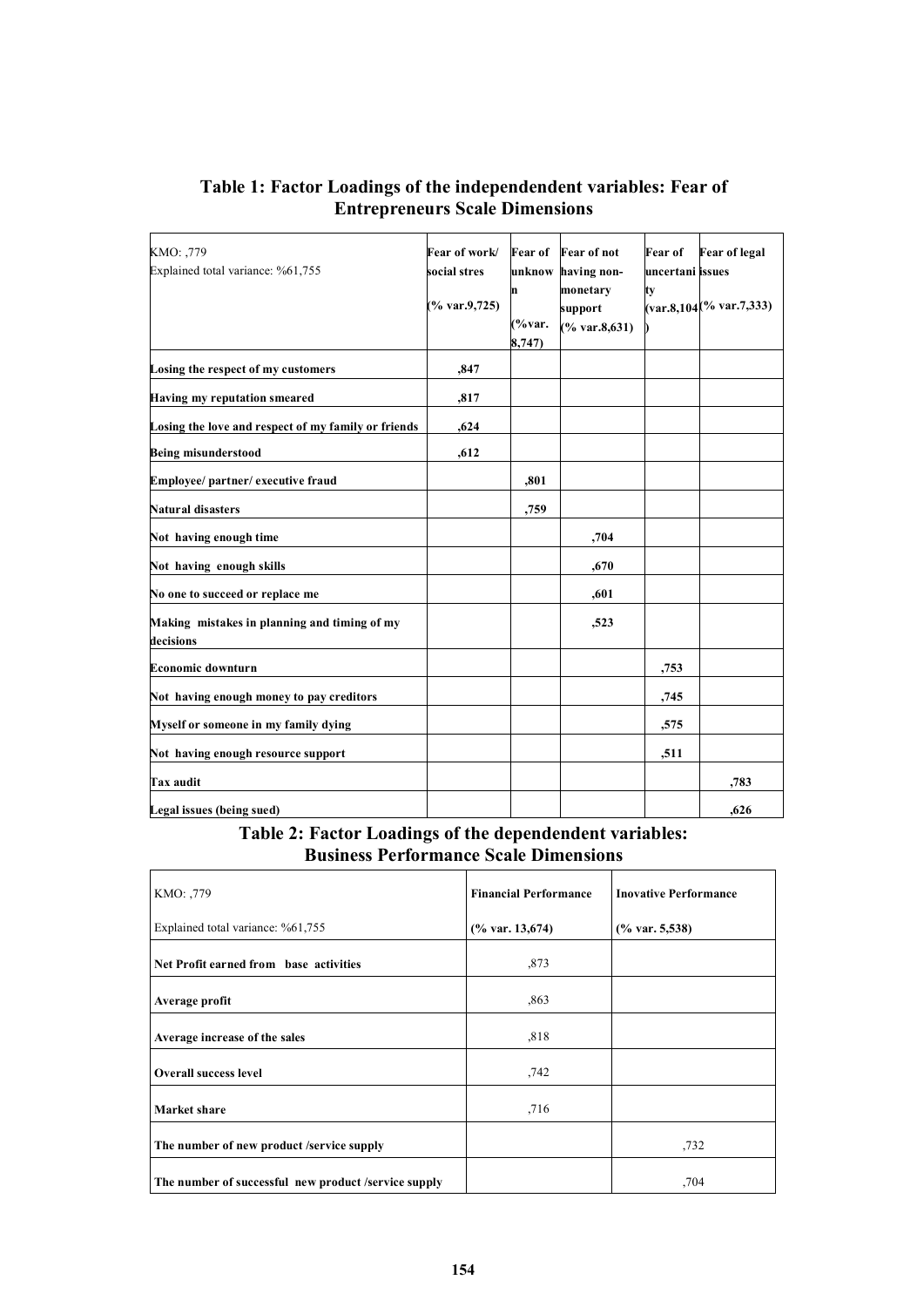## Table 1: Factor Loadings of the independendent variables: Fear of Entrepreneurs Scale Dimensions

| KMO: ,779<br>Explained total variance: %61,755 | Fear of work/ social stres<br>(% var.9,725) | Fear of unknown<br>(%var. 8,747) | Fear of not having non-monetary support<br>(% var.8,631) | Fear of uncertainty<br>(var.8,104) | Fear of legal issues<br>(% var.7,333) |
|---|---|---|---|---|---|
| **Losing the respect of my customers** | **,847** | | | | |
| **Having my reputation smeared** | **,817** | | | | |
| **Losing the love and respect of my family or friends** | **,624** | | | | |
| **Being misunderstood** | **,612** | | | | |
| **Employee/ partner/ executive fraud** | | **,801** | | | |
| **Natural disasters** | | **,759** | | | |
| **Not having enough time** | | | **,704** | | |
| **Not having enough skills** | | | **,670** | | |
| **No one to succeed or replace me** | | | **,601** | | |
| **Making mistakes in planning and timing of my decisions** | | | **,523** | | |
| **Economic downturn** | | | | **,753** | |
| **Not having enough money to pay creditors** | | | | **,745** | |
| **Myself or someone in my family dying** | | | | **,575** | |
| **Not having enough resource support** | | | | **,511** | |
| **Tax audit** | | | | | **,783** |
| **Legal issues (being sued)** | | | | | **,626** |

## Table 2: Factor Loadings of the dependendent variables: Business Performance Scale Dimensions

| KMO: ,779<br>Explained total variance: %61,755 | Financial Performance<br>(% var. 13,674) | Inovative Performance<br>(% var. 5,538) |
|---|---|---|
| **Net Profit earned from base activities** | ,873 | |
| **Average profit** | ,863 | |
| **Average increase of the sales** | ,818 | |
| **Overall success level** | ,742 | |
| **Market share** | ,716 | |
| **The number of new product /service supply** | | ,732 |
| **The number of successful new product /service supply** | | ,704 |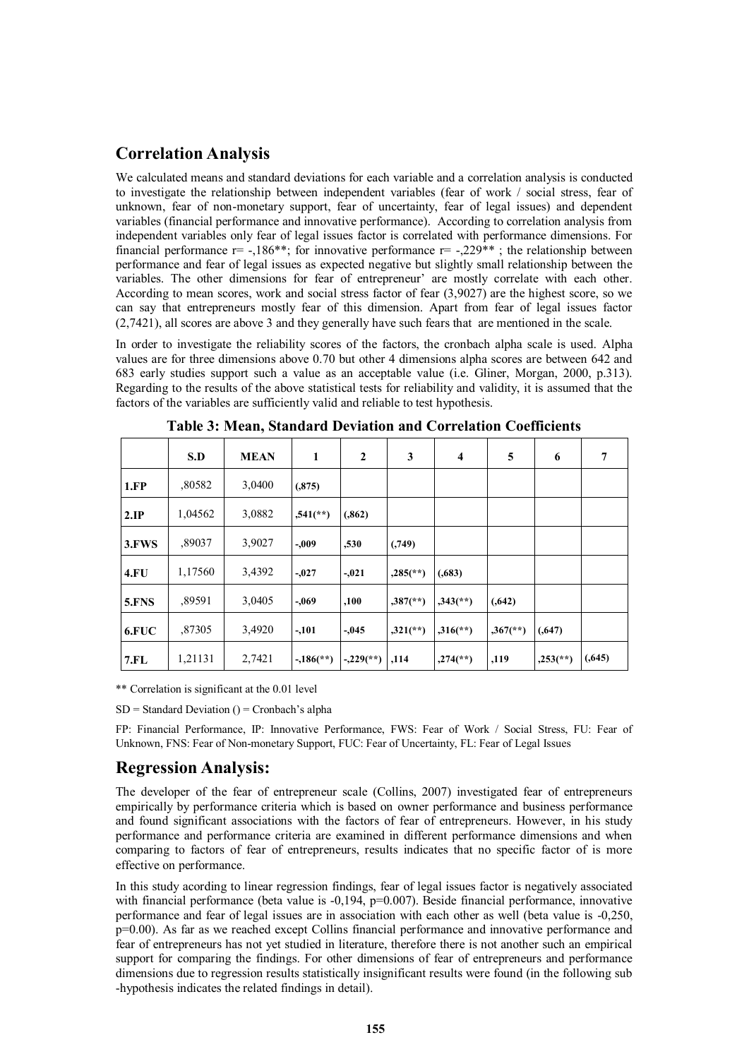## Correlation Analysis

We calculated means and standard deviations for each variable and a correlation analysis is conducted to investigate the relationship between independent variables (fear of work / social stress, fear of unknown, fear of non-monetary support, fear of uncertainty, fear of legal issues) and dependent variables (financial performance and innovative performance). According to correlation analysis from independent variables only fear of legal issues factor is correlated with performance dimensions. For financial performance r= -,186**; for innovative performance r= -,229** ; the relationship between performance and fear of legal issues as expected negative but slightly small relationship between the variables. The other dimensions for fear of entrepreneur' are mostly correlate with each other. According to mean scores, work and social stress factor of fear (3,9027) are the highest score, so we can say that entrepreneurs mostly fear of this dimension. Apart from fear of legal issues factor (2,7421), all scores are above 3 and they generally have such fears that are mentioned in the scale.

In order to investigate the reliability scores of the factors, the cronbach alpha scale is used. Alpha values are for three dimensions above 0.70 but other 4 dimensions alpha scores are between 642 and 683 early studies support such a value as an acceptable value (i.e. Gliner, Morgan, 2000, p.313). Regarding to the results of the above statistical tests for reliability and validity, it is assumed that the factors of the variables are sufficiently valid and reliable to test hypothesis.

**Table 3: Mean, Standard Deviation and Correlation Coefficients**

| | S.D | MEAN | 1 | 2 | 3 | 4 | 5 | 6 | 7 |
|---|---|---|---|---|---|---|---|---|---|
| **1.FP** | ,80582 | 3,0400 | (,875) | | | | | | |
| **2.IP** | 1,04562 | 3,0882 | ,541(**) | (,862) | | | | | |
| **3.FWS** | ,89037 | 3,9027 | -,009 | ,530 | (,749) | | | | |
| **4.FU** | 1,17560 | 3,4392 | -,027 | -,021 | ,285(**) | (,683) | | | |
| **5.FNS** | ,89591 | 3,0405 | -,069 | ,100 | ,387(**) | ,343(**) | (,642) | | |
| **6.FUC** | ,87305 | 3,4920 | -,101 | -,045 | ,321(**) | ,316(**) | ,367(**) | (,647) | |
| **7.FL** | 1,21131 | 2,7421 | -,186(**) | -,229(**) | ,114 | ,274(**) | ,119 | ,253(**) | (,645) |

** Correlation is significant at the 0.01 level

SD = Standard Deviation () = Cronbach's alpha

FP: Financial Performance, IP: Innovative Performance, FWS: Fear of Work / Social Stress, FU: Fear of Unknown, FNS: Fear of Non-monetary Support, FUC: Fear of Uncertainty, FL: Fear of Legal Issues

## Regression Analysis:

The developer of the fear of entrepreneur scale (Collins, 2007) investigated fear of entrepreneurs empirically by performance criteria which is based on owner performance and business performance and found significant associations with the factors of fear of entrepreneurs. However, in his study performance and performance criteria are examined in different performance dimensions and when comparing to factors of fear of entrepreneurs, results indicates that no specific factor of is more effective on performance.

In this study acording to linear regression findings, fear of legal issues factor is negatively associated with financial performance (beta value is -0,194, p=0.007). Beside financial performance, innovative performance and fear of legal issues are in association with each other as well (beta value is -0,250, p=0.00). As far as we reached except Collins financial performance and innovative performance and fear of entrepreneurs has not yet studied in literature, therefore there is not another such an empirical support for comparing the findings. For other dimensions of fear of entrepreneurs and performance dimensions due to regression results statistically insignificant results were found (in the following sub -hypothesis indicates the related findings in detail).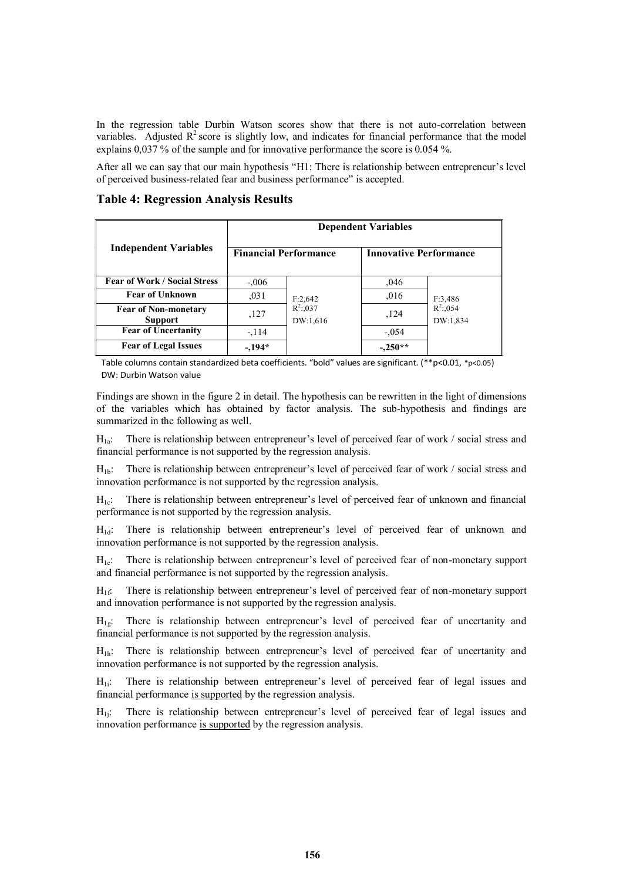In the regression table Durbin Watson scores show that there is not auto-correlation between variables. Adjusted $R^2$ score is slightly low, and indicates for financial performance that the model explains 0,037 % of the sample and for innovative performance the score is 0.054 %.

After all we can say that our main hypothesis "H1: There is relationship between entrepreneur's level of perceived business-related fear and business performance" is accepted.

### Table 4: Regression Analysis Results

| Independent Variables | Dependent Variables | | | |
|---|---|---|---|---|
| | Financial Performance | | Innovative Performance | |
| Fear of Work / Social Stress | -,006 | F:2,642<br>$R^2$:,037<br>DW:1,616 | ,046 | F:3,486<br>$R^2$:,054<br>DW:1,834 |
| Fear of Unknown | ,031 | | ,016 | |
| Fear of Non-monetary Support | ,127 | | ,124 | |
| Fear of Uncertanity | -,114 | | -,054 | |
| Fear of Legal Issues | **-,194*** | | **-,250**** | |

Table columns contain standardized beta coefficients. "bold" values are significant. (** $p<0.01$, * $p<0.05$)
DW: Durbin Watson value

Findings are shown in the figure 2 in detail. The hypothesis can be rewritten in the light of dimensions of the variables which has obtained by factor analysis. The sub-hypothesis and findings are summarized in the following as well.

$H_{1a}$: There is relationship between entrepreneur's level of perceived fear of work / social stress and financial performance is not supported by the regression analysis.

$H_{1b}$: There is relationship between entrepreneur's level of perceived fear of work / social stress and innovation performance is not supported by the regression analysis.

$H_{1c}$: There is relationship between entrepreneur's level of perceived fear of unknown and financial performance is not supported by the regression analysis.

$H_{1d}$: There is relationship between entrepreneur's level of perceived fear of unknown and innovation performance is not supported by the regression analysis.

$H_{1e}$: There is relationship between entrepreneur's level of perceived fear of non-monetary support and financial performance is not supported by the regression analysis.

$H_{1f}$: There is relationship between entrepreneur's level of perceived fear of non-monetary support and innovation performance is not supported by the regression analysis.

$H_{1g}$: There is relationship between entrepreneur's level of perceived fear of uncertanity and financial performance is not supported by the regression analysis.

$H_{1h}$: There is relationship between entrepreneur's level of perceived fear of uncertanity and innovation performance is not supported by the regression analysis.

$H_{1i}$: There is relationship between entrepreneur's level of perceived fear of legal issues and financial performance is supported by the regression analysis.

$H_{1j}$: There is relationship between entrepreneur's level of perceived fear of legal issues and innovation performance is supported by the regression analysis.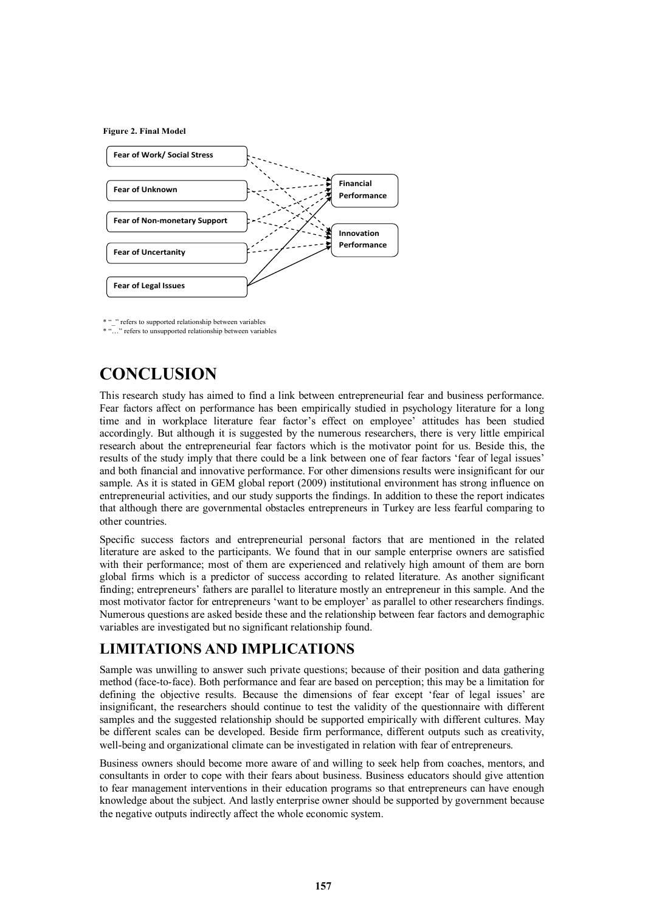**Figure 2. Final Model**

Fear of Work/ Social Stress

Fear of Unknown

Fear of Non-monetary Support

Fear of Uncertanity

Fear of Legal Issues

Financial Performance

Innovation Performance

* "_" refers to supported relationship between variables

* "…" refers to unsupported relationship between variables

# CONCLUSION

This research study has aimed to find a link between entrepreneurial fear and business performance. Fear factors affect on performance has been empirically studied in psychology literature for a long time and in workplace literature fear factor's effect on employee' attitudes has been studied accordingly. But although it is suggested by the numerous researchers, there is very little empirical research about the entrepreneurial fear factors which is the motivator point for us. Beside this, the results of the study imply that there could be a link between one of fear factors 'fear of legal issues' and both financial and innovative performance. For other dimensions results were insignificant for our sample. As it is stated in GEM global report (2009) institutional environment has strong influence on entrepreneurial activities, and our study supports the findings. In addition to these the report indicates that although there are governmental obstacles entrepreneurs in Turkey are less fearful comparing to other countries.

Specific success factors and entrepreneurial personal factors that are mentioned in the related literature are asked to the participants. We found that in our sample enterprise owners are satisfied with their performance; most of them are experienced and relatively high amount of them are born global firms which is a predictor of success according to related literature. As another significant finding; entrepreneurs' fathers are parallel to literature mostly an entrepreneur in this sample. And the most motivator factor for entrepreneurs 'want to be employer' as parallel to other researchers findings. Numerous questions are asked beside these and the relationship between fear factors and demographic variables are investigated but no significant relationship found.

## LIMITATIONS AND IMPLICATIONS

Sample was unwilling to answer such private questions; because of their position and data gathering method (face-to-face). Both performance and fear are based on perception; this may be a limitation for defining the objective results. Because the dimensions of fear except 'fear of legal issues' are insignificant, the researchers should continue to test the validity of the questionnaire with different samples and the suggested relationship should be supported empirically with different cultures. May be different scales can be developed. Beside firm performance, different outputs such as creativity, well-being and organizational climate can be investigated in relation with fear of entrepreneurs.

Business owners should become more aware of and willing to seek help from coaches, mentors, and consultants in order to cope with their fears about business. Business educators should give attention to fear management interventions in their education programs so that entrepreneurs can have enough knowledge about the subject. And lastly enterprise owner should be supported by government because the negative outputs indirectly affect the whole economic system.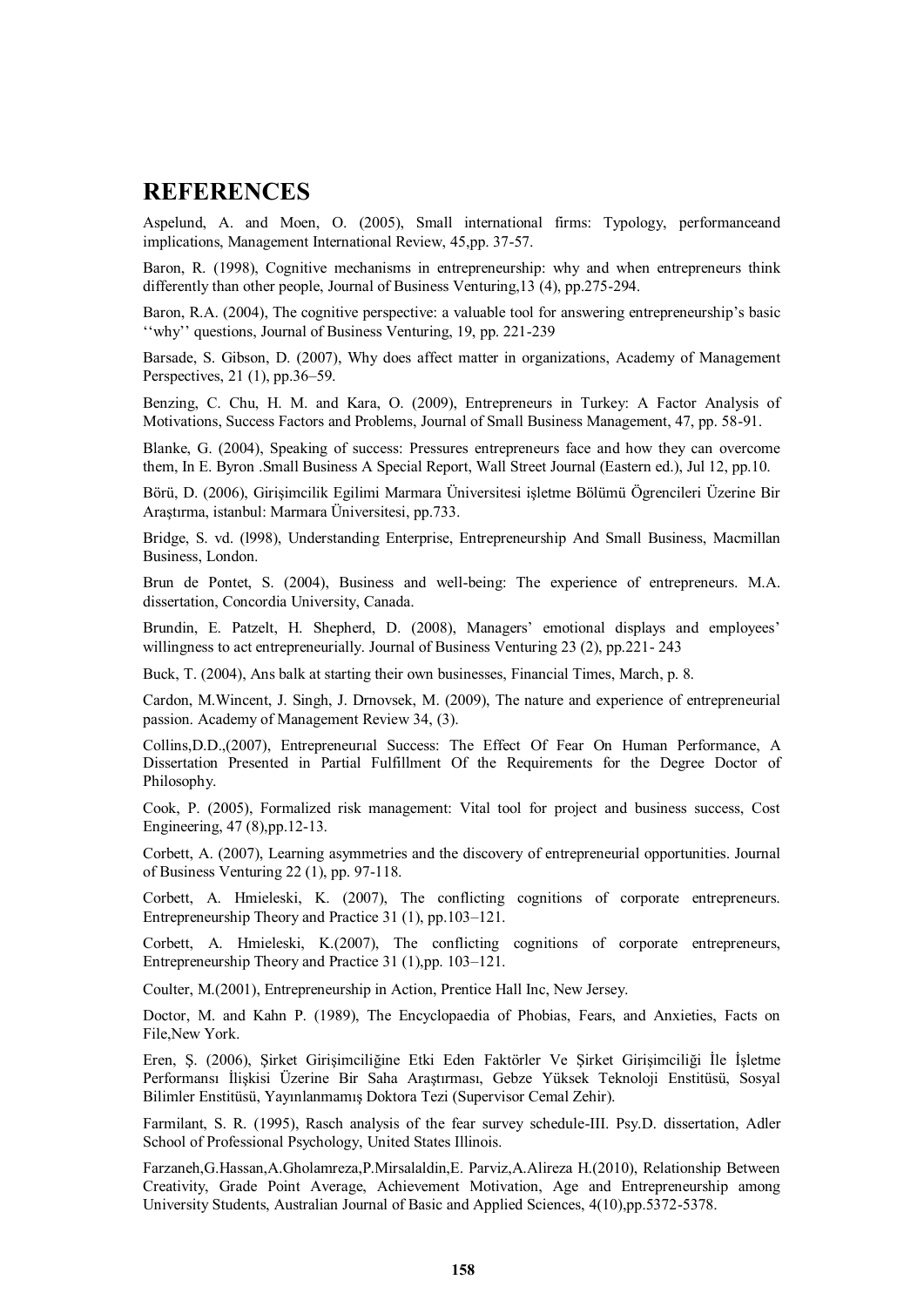## REFERENCES

Aspelund, A. and Moen, O. (2005), Small international firms: Typology, performanceand implications, Management International Review, 45,pp. 37-57.

Baron, R. (1998), Cognitive mechanisms in entrepreneurship: why and when entrepreneurs think differently than other people, Journal of Business Venturing,13 (4), pp.275-294.

Baron, R.A. (2004), The cognitive perspective: a valuable tool for answering entrepreneurship's basic ''why'' questions, Journal of Business Venturing, 19, pp. 221-239

Barsade, S. Gibson, D. (2007), Why does affect matter in organizations, Academy of Management Perspectives, 21 (1), pp.36–59.

Benzing, C. Chu, H. M. and Kara, O. (2009), Entrepreneurs in Turkey: A Factor Analysis of Motivations, Success Factors and Problems, Journal of Small Business Management, 47, pp. 58-91.

Blanke, G. (2004), Speaking of success: Pressures entrepreneurs face and how they can overcome them, In E. Byron .Small Business A Special Report, Wall Street Journal (Eastern ed.), Jul 12, pp.10.

Börü, D. (2006), Girişimcilik Egilimi Marmara Üniversitesi işletme Bölümü Ögrencileri Üzerine Bir Araştırma, istanbul: Marmara Üniversitesi, pp.733.

Bridge, S. vd. (l998), Understanding Enterprise, Entrepreneurship And Small Business, Macmillan Business, London.

Brun de Pontet, S. (2004), Business and well-being: The experience of entrepreneurs. M.A. dissertation, Concordia University, Canada.

Brundin, E. Patzelt, H. Shepherd, D. (2008), Managers' emotional displays and employees' willingness to act entrepreneurially. Journal of Business Venturing 23 (2), pp.221- 243

Buck, T. (2004), Ans balk at starting their own businesses, Financial Times, March, p. 8.

Cardon, M.Wincent, J. Singh, J. Drnovsek, M. (2009), The nature and experience of entrepreneurial passion. Academy of Management Review 34, (3).

Collins,D.D.,(2007), Entrepreneurıal Success: The Effect Of Fear On Human Performance, A Dissertation Presented in Partial Fulfillment Of the Requirements for the Degree Doctor of Philosophy.

Cook, P. (2005), Formalized risk management: Vital tool for project and business success, Cost Engineering, 47 (8),pp.12-13.

Corbett, A. (2007), Learning asymmetries and the discovery of entrepreneurial opportunities. Journal of Business Venturing 22 (1), pp. 97-118.

Corbett, A. Hmieleski, K. (2007), The conflicting cognitions of corporate entrepreneurs. Entrepreneurship Theory and Practice 31 (1), pp.103–121.

Corbett, A. Hmieleski, K.(2007), The conflicting cognitions of corporate entrepreneurs, Entrepreneurship Theory and Practice 31 (1),pp. 103–121.

Coulter, M.(2001), Entrepreneurship in Action, Prentice Hall Inc, New Jersey.

Doctor, M. and Kahn P. (1989), The Encyclopaedia of Phobias, Fears, and Anxieties, Facts on File,New York.

Eren, Ş. (2006), Şirket Girişimciliğine Etki Eden Faktörler Ve Şirket Girişimciliği İle İşletme Performansı İlişkisi Üzerine Bir Saha Araştırması, Gebze Yüksek Teknoloji Enstitüsü, Sosyal Bilimler Enstitüsü, Yayınlanmamış Doktora Tezi (Supervisor Cemal Zehir).

Farmilant, S. R. (1995), Rasch analysis of the fear survey schedule-III. Psy.D. dissertation, Adler School of Professional Psychology, United States Illinois.

Farzaneh,G.Hassan,A.Gholamreza,P.Mirsalaldin,E. Parviz,A.Alireza H.(2010), Relationship Between Creativity, Grade Point Average, Achievement Motivation, Age and Entrepreneurship among University Students, Australian Journal of Basic and Applied Sciences, 4(10),pp.5372-5378.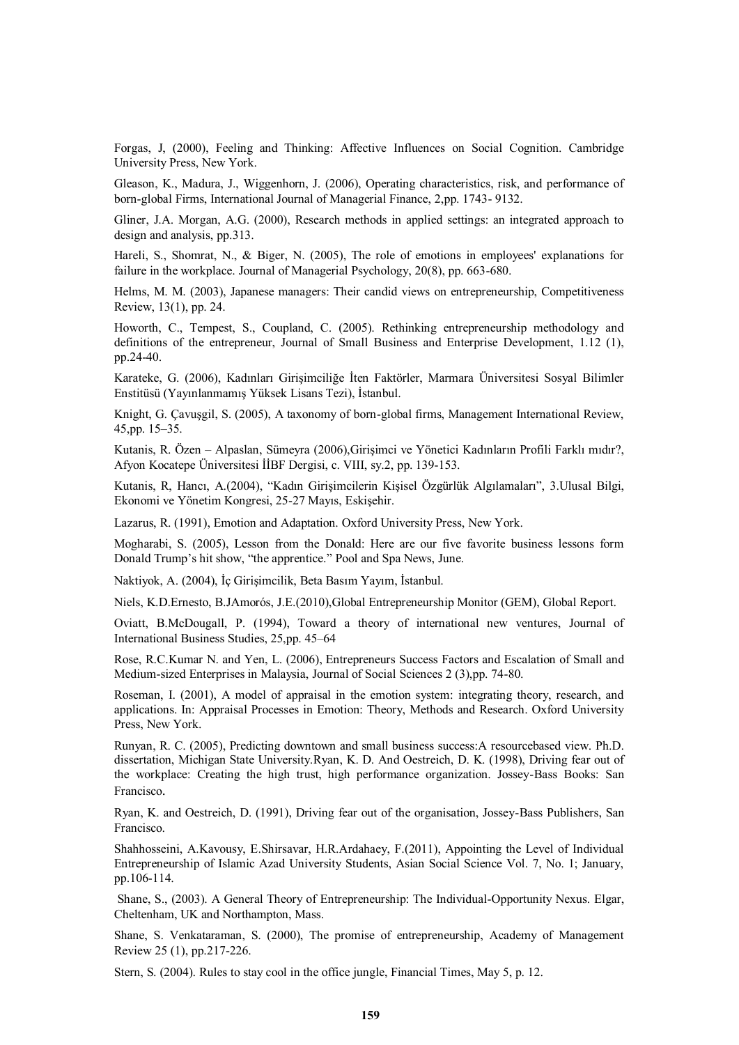Forgas, J, (2000), Feeling and Thinking: Affective Influences on Social Cognition. Cambridge University Press, New York.

Gleason, K., Madura, J., Wiggenhorn, J. (2006), Operating characteristics, risk, and performance of born-global Firms, International Journal of Managerial Finance, 2,pp. 1743- 9132.

Gliner, J.A. Morgan, A.G. (2000), Research methods in applied settings: an integrated approach to design and analysis, pp.313.

Hareli, S., Shomrat, N., & Biger, N. (2005), The role of emotions in employees' explanations for failure in the workplace. Journal of Managerial Psychology, 20(8), pp. 663-680.

Helms, M. M. (2003), Japanese managers: Their candid views on entrepreneurship, Competitiveness Review, 13(1), pp. 24.

Howorth, C., Tempest, S., Coupland, C. (2005). Rethinking entrepreneurship methodology and definitions of the entrepreneur, Journal of Small Business and Enterprise Development, 1.12 (1), pp.24-40.

Karateke, G. (2006), Kadınları Girişimciliğe İten Faktörler, Marmara Üniversitesi Sosyal Bilimler Enstitüsü (Yayınlanmamış Yüksek Lisans Tezi), İstanbul.

Knight, G. Çavuşgil, S. (2005), A taxonomy of born-global firms, Management International Review, 45,pp. 15–35.

Kutanis, R. Özen – Alpaslan, Sümeyra (2006),Girişimci ve Yönetici Kadınların Profili Farklı mıdır?, Afyon Kocatepe Üniversitesi İİBF Dergisi, c. VIII, sy.2, pp. 139-153.

Kutanis, R, Hancı, A.(2004), "Kadın Girişimcilerin Kişisel Özgürlük Algılamaları", 3.Ulusal Bilgi, Ekonomi ve Yönetim Kongresi, 25-27 Mayıs, Eskişehir.

Lazarus, R. (1991), Emotion and Adaptation. Oxford University Press, New York.

Mogharabi, S. (2005), Lesson from the Donald: Here are our five favorite business lessons form Donald Trump's hit show, "the apprentice." Pool and Spa News, June.

Naktiyok, A. (2004), İç Girişimcilik, Beta Basım Yayım, İstanbul.

Niels, K.D.Ernesto, B.JAmorós, J.E.(2010),Global Entrepreneurship Monitor (GEM), Global Report.

Oviatt, B.McDougall, P. (1994), Toward a theory of international new ventures, Journal of International Business Studies, 25,pp. 45–64

Rose, R.C.Kumar N. and Yen, L. (2006), Entrepreneurs Success Factors and Escalation of Small and Medium-sized Enterprises in Malaysia, Journal of Social Sciences 2 (3),pp. 74-80.

Roseman, I. (2001), A model of appraisal in the emotion system: integrating theory, research, and applications. In: Appraisal Processes in Emotion: Theory, Methods and Research. Oxford University Press, New York.

Runyan, R. C. (2005), Predicting downtown and small business success:A resourcebased view. Ph.D. dissertation, Michigan State University.Ryan, K. D. And Oestreich, D. K. (1998), Driving fear out of the workplace: Creating the high trust, high performance organization. Jossey-Bass Books: San Francisco.

Ryan, K. and Oestreich, D. (1991), Driving fear out of the organisation, Jossey-Bass Publishers, San Francisco.

Shahhosseini, A.Kavousy, E.Shirsavar, H.R.Ardahaey, F.(2011), Appointing the Level of Individual Entrepreneurship of Islamic Azad University Students, Asian Social Science Vol. 7, No. 1; January, pp.106-114.

Shane, S., (2003). A General Theory of Entrepreneurship: The Individual-Opportunity Nexus. Elgar, Cheltenham, UK and Northampton, Mass.

Shane, S. Venkataraman, S. (2000), The promise of entrepreneurship, Academy of Management Review 25 (1), pp.217-226.

Stern, S. (2004). Rules to stay cool in the office jungle, Financial Times, May 5, p. 12.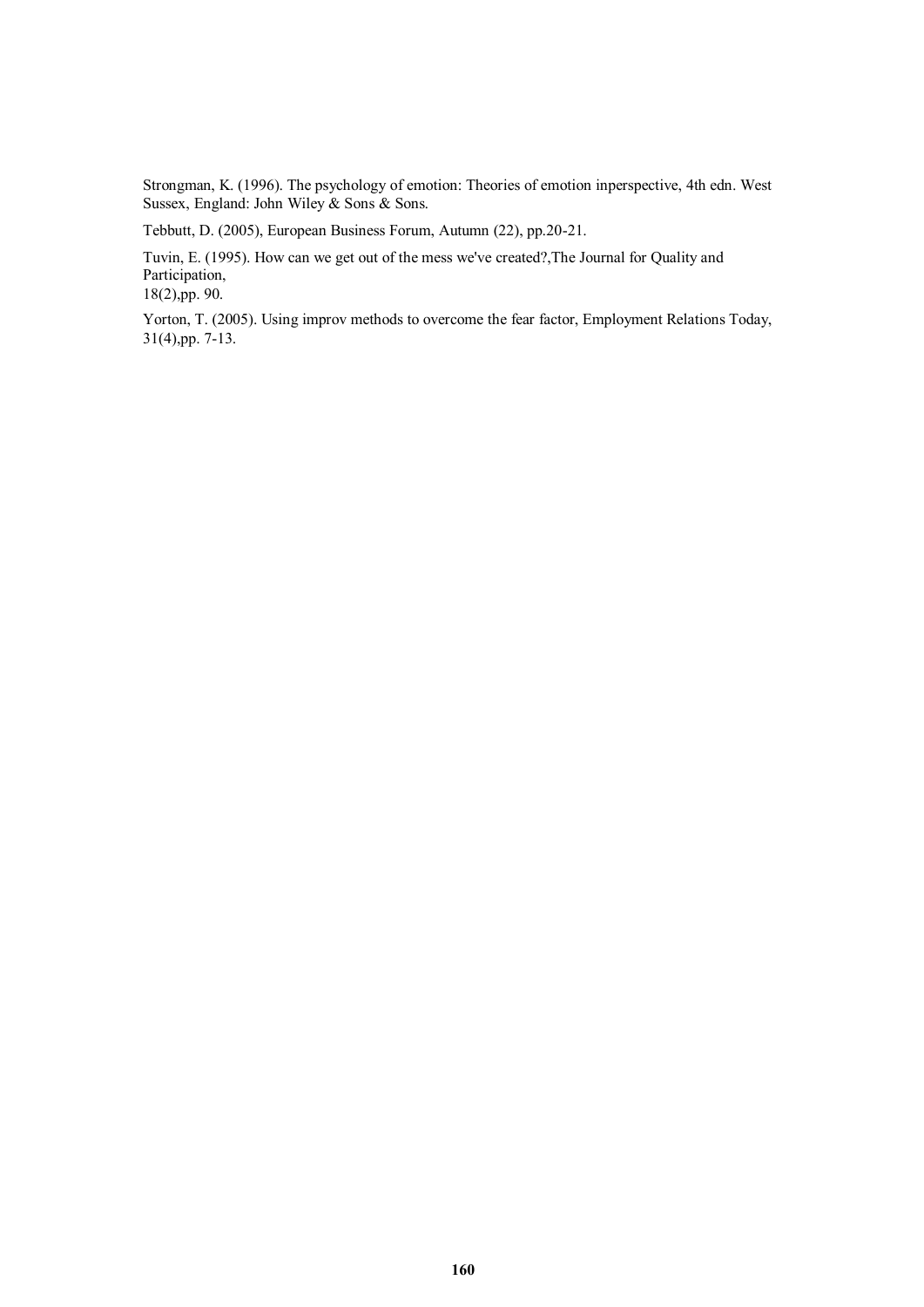Strongman, K. (1996). The psychology of emotion: Theories of emotion inperspective, 4th edn. West Sussex, England: John Wiley & Sons & Sons.

Tebbutt, D. (2005), European Business Forum, Autumn (22), pp.20-21.

Tuvin, E. (1995). How can we get out of the mess we've created?,The Journal for Quality and Participation,
18(2),pp. 90.

Yorton, T. (2005). Using improv methods to overcome the fear factor, Employment Relations Today, 31(4),pp. 7-13.